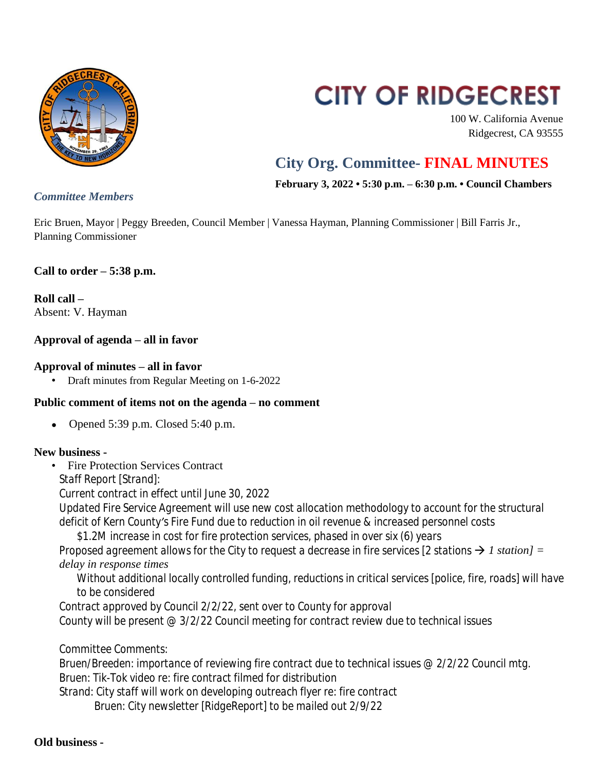# CITY OF RIDGECREST

100 W. California Avenue
Ridgecrest, CA 93555

## City Org. Committee- FINAL MINUTES

**February 3, 2022 • 5:30 p.m. – 6:30 p.m. • Council Chambers**

*Committee Members*

Eric Bruen, Mayor | Peggy Breeden, Council Member | Vanessa Hayman, Planning Commissioner | Bill Farris Jr., Planning Commissioner

**Call to order – 5:38 p.m.**

**Roll call –**
Absent: V. Hayman

**Approval of agenda – all in favor**

**Approval of minutes – all in favor**

- Draft minutes from Regular Meeting on 1-6-2022

**Public comment of items not on the agenda – no comment**

- Opened 5:39 p.m. Closed 5:40 p.m.

**New business -**

- Fire Protection Services Contract

  Staff Report [Strand]:

  Current contract in effect until June 30, 2022

  Updated Fire Service Agreement will use new cost allocation methodology to account for the structural deficit of Kern County's Fire Fund due to reduction in oil revenue & increased personnel costs

  $1.2M increase in cost for fire protection services, phased in over six (6) years

  Proposed agreement allows for the City to request a decrease in fire services [2 stations → *1 station] = delay in response times*

  Without additional locally controlled funding, reductions in critical services [police, fire, roads] will have to be considered

  Contract approved by Council 2/2/22, sent over to County for approval

  County will be present @ 3/2/22 Council meeting for contract review due to technical issues

  Committee Comments:

  Bruen/Breeden: importance of reviewing fire contract due to technical issues @ 2/2/22 Council mtg.

  Bruen: Tik-Tok video re: fire contract filmed for distribution

  Strand: City staff will work on developing outreach flyer re: fire contract

  Bruen: City newsletter [RidgeReport] to be mailed out 2/9/22

**Old business -**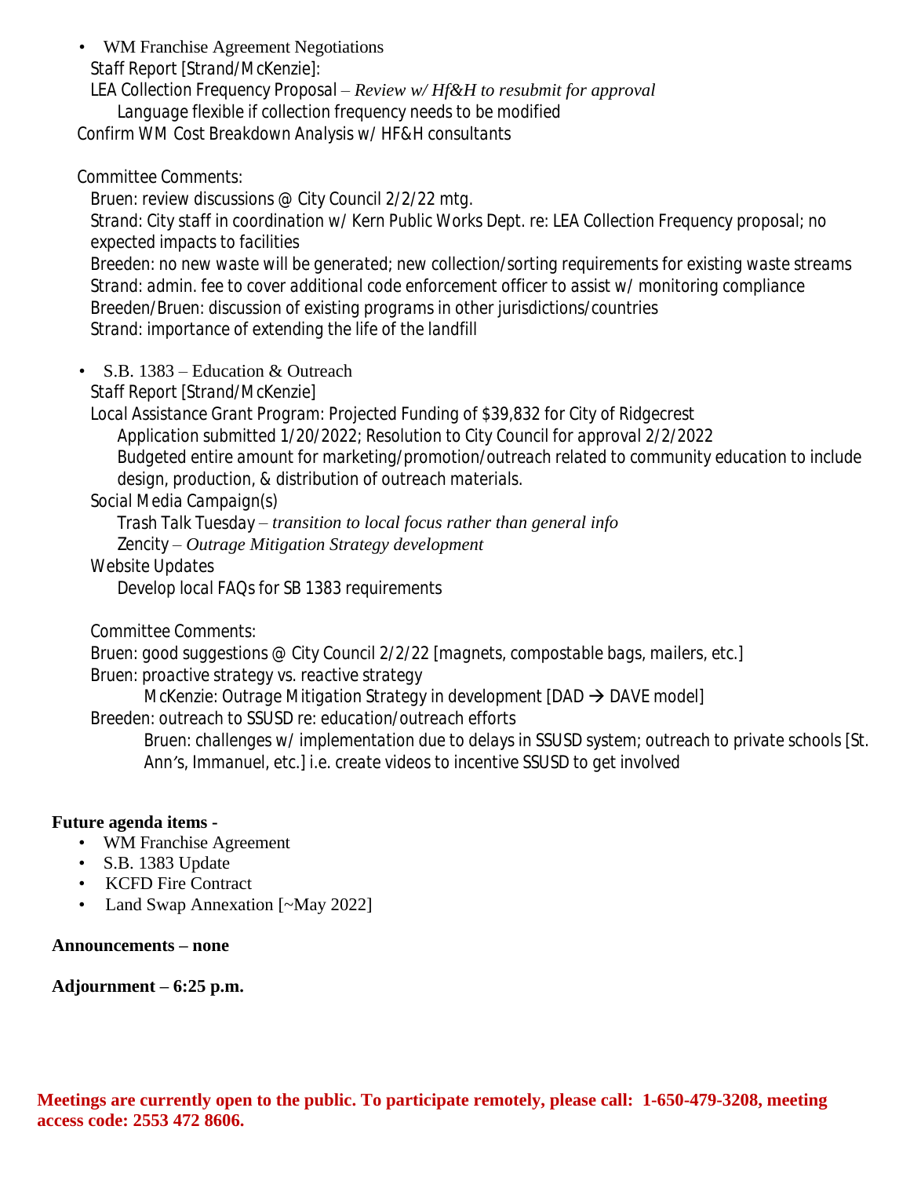- WM Franchise Agreement Negotiations
  - Staff Report [Strand/McKenzie]:
    - LEA Collection Frequency Proposal – *Review w/ Hf&H to resubmit for approval*
      - Language flexible if collection frequency needs to be modified
    - Confirm WM Cost Breakdown Analysis w/ HF&H consultants
  - Committee Comments:
    - Bruen: review discussions @ City Council 2/2/22 mtg.
    - Strand: City staff in coordination w/ Kern Public Works Dept. re: LEA Collection Frequency proposal; no expected impacts to facilities
    - Breeden: no new waste will be generated; new collection/sorting requirements for existing waste streams
    - Strand: admin. fee to cover additional code enforcement officer to assist w/ monitoring compliance
    - Breeden/Bruen: discussion of existing programs in other jurisdictions/countries
    - Strand: importance of extending the life of the landfill

- S.B. 1383 – Education & Outreach
  - Staff Report [Strand/McKenzie]
    - Local Assistance Grant Program: Projected Funding of $39,832 for City of Ridgecrest
      - Application submitted 1/20/2022; Resolution to City Council for approval 2/2/2022
      - Budgeted entire amount for marketing/promotion/outreach related to community education to include design, production, & distribution of outreach materials.
    - Social Media Campaign(s)
      - Trash Talk Tuesday – *transition to local focus rather than general info*
      - Zencity – *Outrage Mitigation Strategy development*
    - Website Updates
      - Develop local FAQs for SB 1383 requirements
  - Committee Comments:
    - Bruen: good suggestions @ City Council 2/2/22 [magnets, compostable bags, mailers, etc.]
    - Bruen: proactive strategy vs. reactive strategy
      - McKenzie: Outrage Mitigation Strategy in development [DAD → DAVE model]
    - Breeden: outreach to SSUSD re: education/outreach efforts
      - Bruen: challenges w/ implementation due to delays in SSUSD system; outreach to private schools [St. Ann's, Immanuel, etc.] i.e. create videos to incentive SSUSD to get involved

**Future agenda items -**

- WM Franchise Agreement
- S.B. 1383 Update
- KCFD Fire Contract
- Land Swap Annexation [~May 2022]

**Announcements – none**

**Adjournment – 6:25 p.m.**

**Meetings are currently open to the public. To participate remotely, please call: 1-650-479-3208, meeting access code: 2553 472 8606.**